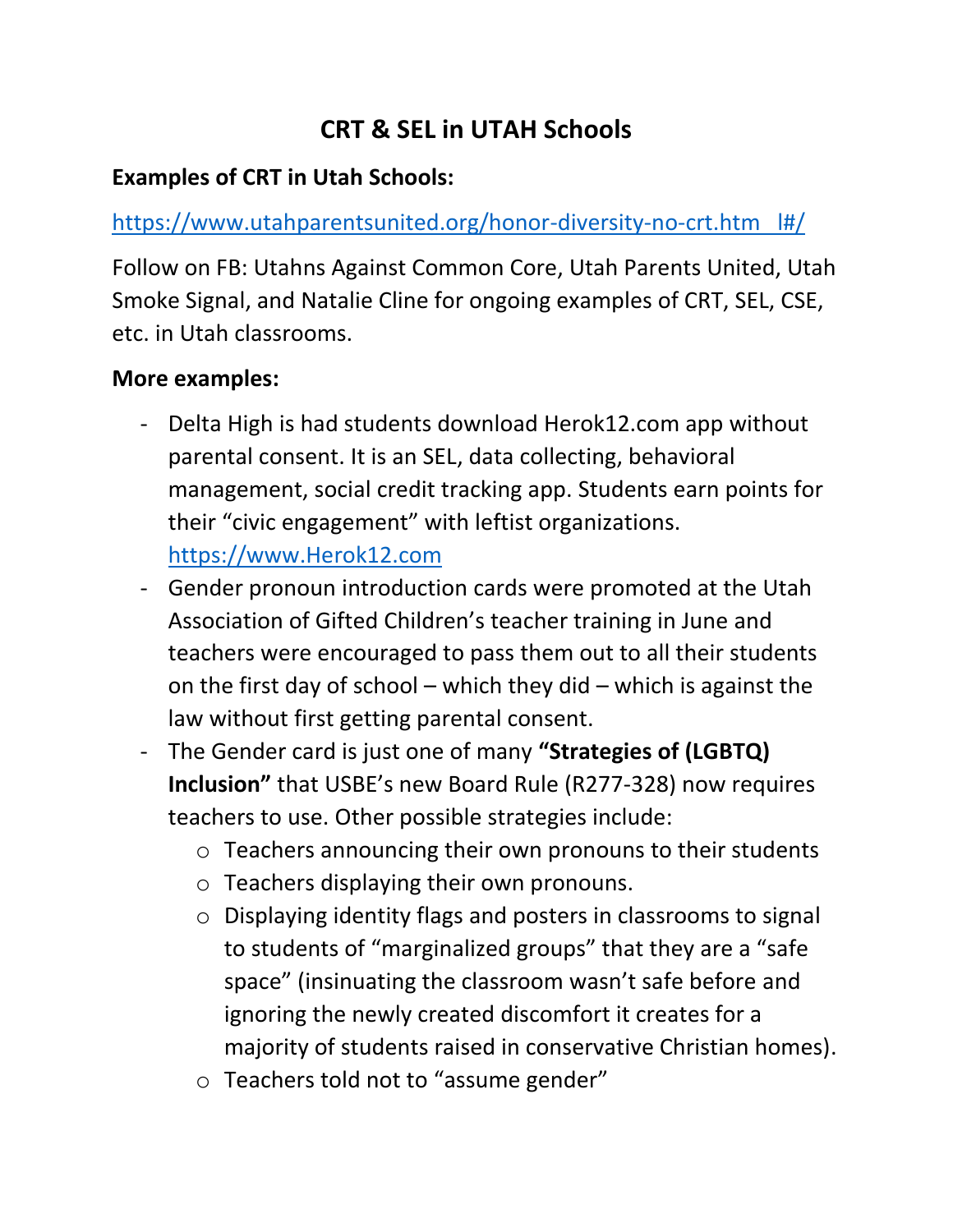# CRT & SEL in UTAH Schools

## Examples of CRT in Utah Schools:

https://www.utahparentsunited.org/honor-diversity-no-crt.htm l#/

Follow on FB: Utahns Against Common Core, Utah Parents United, Utah Smoke Signal, and Natalie Cline for ongoing examples of CRT, SEL, CSE, etc. in Utah classrooms.

## More examples:

- Delta High is had students download Herok12.com app without parental consent. It is an SEL, data collecting, behavioral management, social credit tracking app. Students earn points for their "civic engagement" with leftist organizations. https://www.Herok12.com
- Gender pronoun introduction cards were promoted at the Utah Association of Gifted Children's teacher training in June and teachers were encouraged to pass them out to all their students on the first day of school – which they did – which is against the law without first getting parental consent.
- The Gender card is just one of many **"Strategies of (LGBTQ) Inclusion"** that USBE's new Board Rule (R277-328) now requires teachers to use. Other possible strategies include:
  - Teachers announcing their own pronouns to their students
  - Teachers displaying their own pronouns.
  - Displaying identity flags and posters in classrooms to signal to students of "marginalized groups" that they are a "safe space" (insinuating the classroom wasn't safe before and ignoring the newly created discomfort it creates for a majority of students raised in conservative Christian homes).
  - Teachers told not to "assume gender"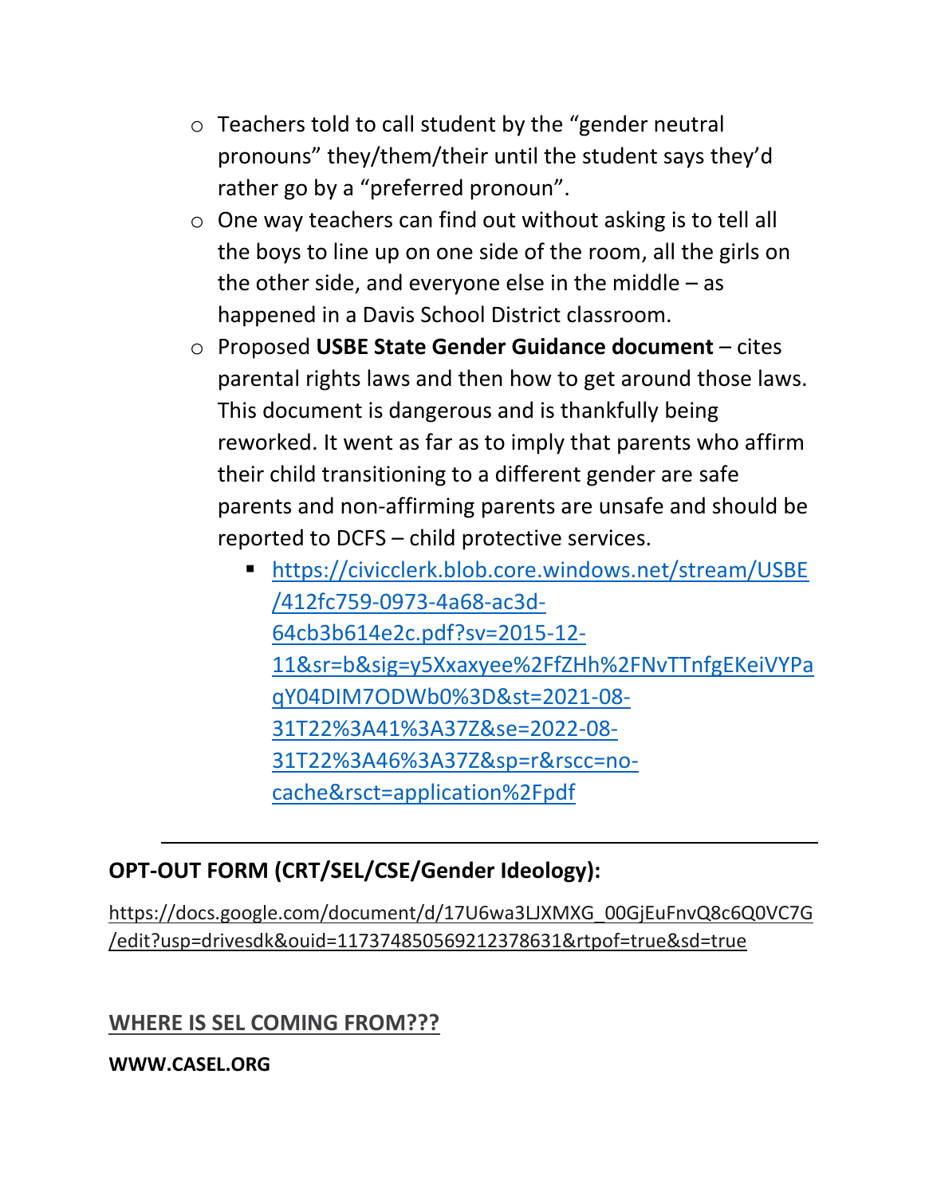- Teachers told to call student by the "gender neutral pronouns" they/them/their until the student says they'd rather go by a "preferred pronoun".
- One way teachers can find out without asking is to tell all the boys to line up on one side of the room, all the girls on the other side, and everyone else in the middle – as happened in a Davis School District classroom.
- Proposed **USBE State Gender Guidance document** – cites parental rights laws and then how to get around those laws. This document is dangerous and is thankfully being reworked. It went as far as to imply that parents who affirm their child transitioning to a different gender are safe parents and non-affirming parents are unsafe and should be reported to DCFS – child protective services.
  - https://civicclerk.blob.core.windows.net/stream/USBE/412fc759-0973-4a68-ac3d-64cb3b614e2c.pdf?sv=2015-12-11&sr=b&sig=y5Xxaxyee%2FfZHh%2FNvTTnfgEKeiVYPaqY04DIM7ODWb0%3D&st=2021-08-31T22%3A41%3A37Z&se=2022-08-31T22%3A46%3A37Z&sp=r&rscc=no-cache&rsct=application%2Fpdf

---

**OPT-OUT FORM (CRT/SEL/CSE/Gender Ideology):**

https://docs.google.com/document/d/17U6wa3LJXMXG_00GjEuFnvQ8c6Q0VC7G/edit?usp=drivesdk&ouid=117374850569212378631&rtpof=true&sd=true

**WHERE IS SEL COMING FROM???**

**WWW.CASEL.ORG**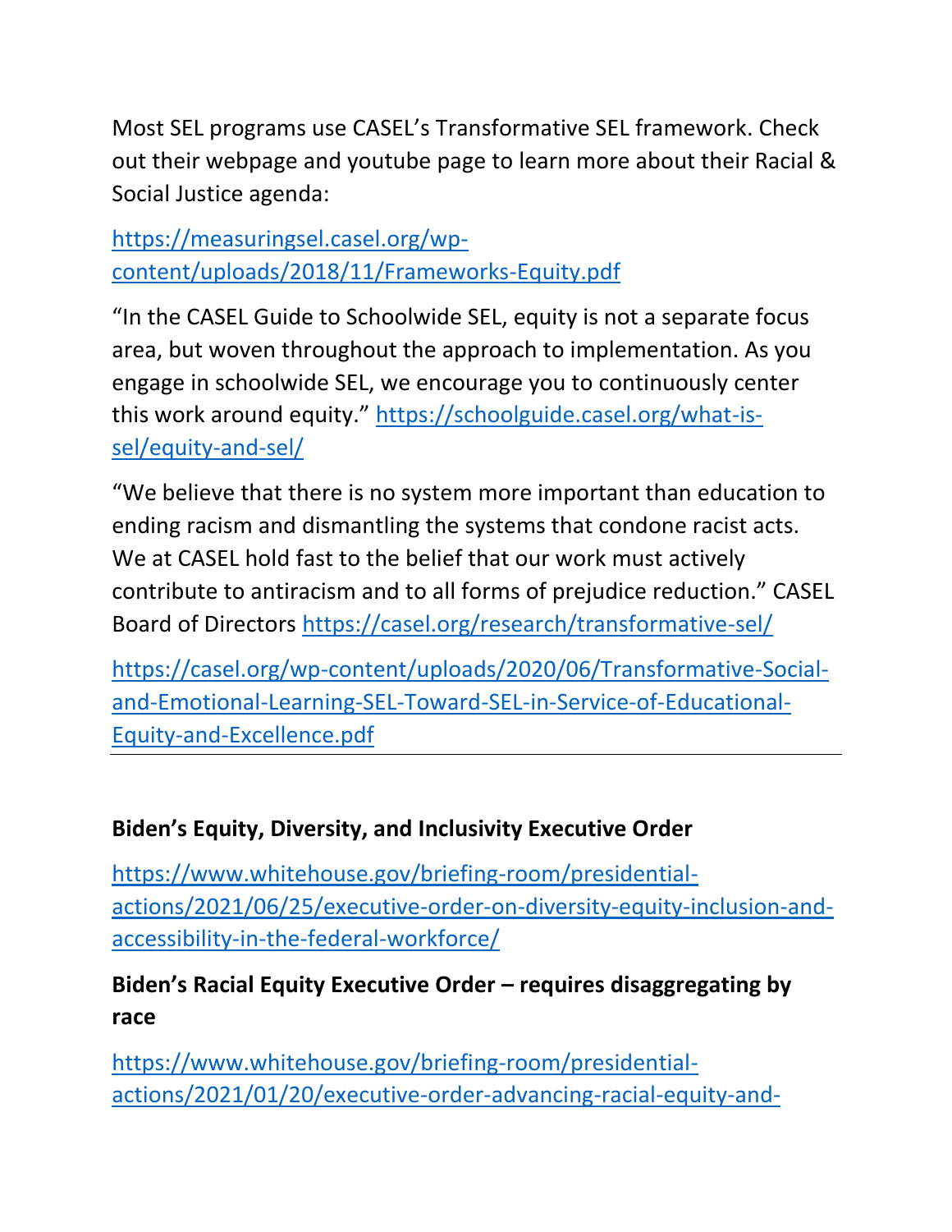Most SEL programs use CASEL's Transformative SEL framework. Check out their webpage and youtube page to learn more about their Racial & Social Justice agenda:

https://measuringsel.casel.org/wp-content/uploads/2018/11/Frameworks-Equity.pdf

"In the CASEL Guide to Schoolwide SEL, equity is not a separate focus area, but woven throughout the approach to implementation. As you engage in schoolwide SEL, we encourage you to continuously center this work around equity." https://schoolguide.casel.org/what-is-sel/equity-and-sel/

"We believe that there is no system more important than education to ending racism and dismantling the systems that condone racist acts. We at CASEL hold fast to the belief that our work must actively contribute to antiracism and to all forms of prejudice reduction." CASEL Board of Directors https://casel.org/research/transformative-sel/

https://casel.org/wp-content/uploads/2020/06/Transformative-Social-and-Emotional-Learning-SEL-Toward-SEL-in-Service-of-Educational-Equity-and-Excellence.pdf

---

**Biden's Equity, Diversity, and Inclusivity Executive Order**

https://www.whitehouse.gov/briefing-room/presidential-actions/2021/06/25/executive-order-on-diversity-equity-inclusion-and-accessibility-in-the-federal-workforce/

**Biden's Racial Equity Executive Order – requires disaggregating by race**

https://www.whitehouse.gov/briefing-room/presidential-actions/2021/01/20/executive-order-advancing-racial-equity-and-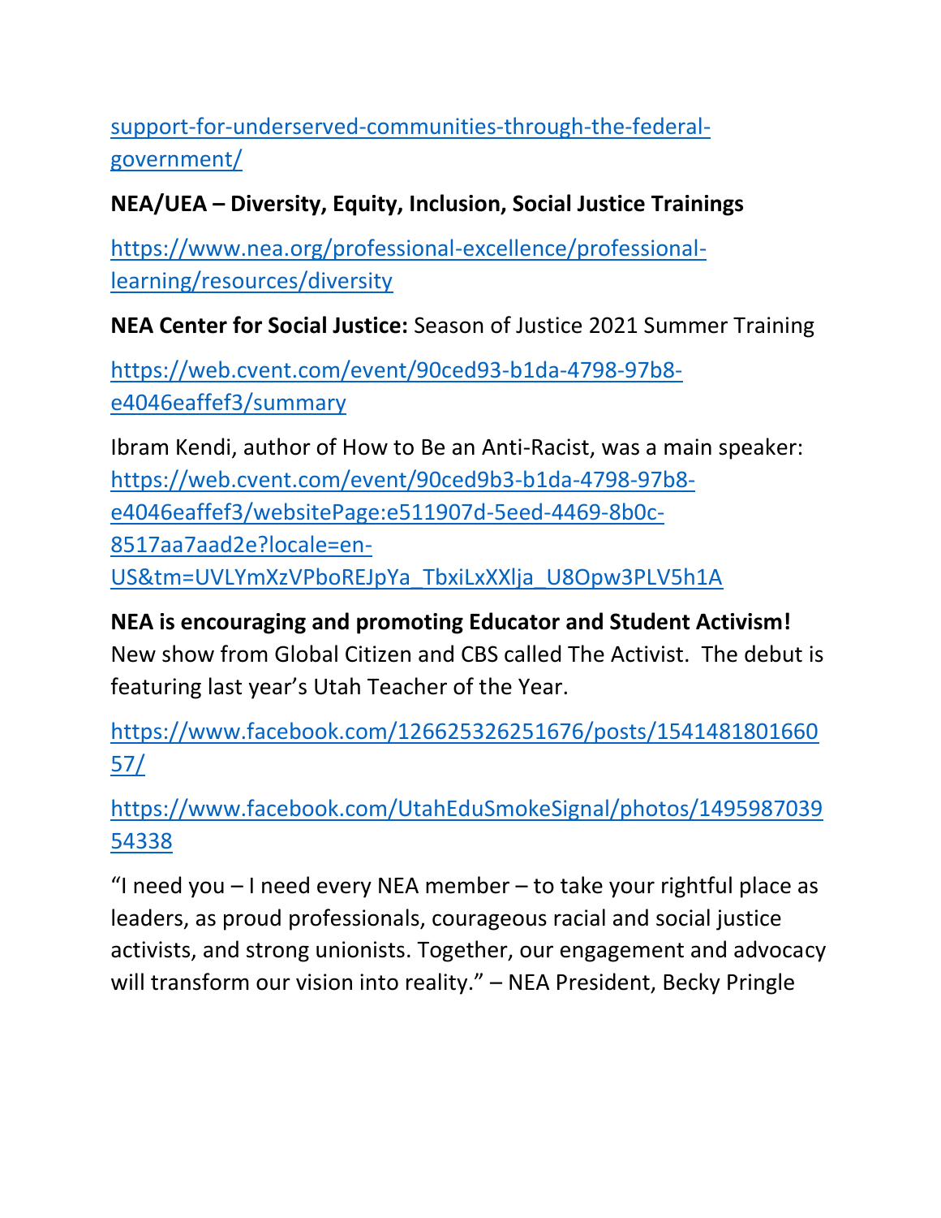support-for-underserved-communities-through-the-federal-government/

**NEA/UEA – Diversity, Equity, Inclusion, Social Justice Trainings**

https://www.nea.org/professional-excellence/professional-learning/resources/diversity

**NEA Center for Social Justice:** Season of Justice 2021 Summer Training

https://web.cvent.com/event/90ced93-b1da-4798-97b8-e4046eaffef3/summary

Ibram Kendi, author of How to Be an Anti-Racist, was a main speaker: https://web.cvent.com/event/90ced9b3-b1da-4798-97b8-e4046eaffef3/websitePage:e511907d-5eed-4469-8b0c-8517aa7aad2e?locale=en-US&tm=UVLYmXzVPboREJpYa_TbxiLxXXlja_U8Opw3PLV5h1A

**NEA is encouraging and promoting Educator and Student Activism!** New show from Global Citizen and CBS called The Activist. The debut is featuring last year's Utah Teacher of the Year.

https://www.facebook.com/126625326251676/posts/154148180166057/

https://www.facebook.com/UtahEduSmokeSignal/photos/149598703954338

"I need you – I need every NEA member – to take your rightful place as leaders, as proud professionals, courageous racial and social justice activists, and strong unionists. Together, our engagement and advocacy will transform our vision into reality." – NEA President, Becky Pringle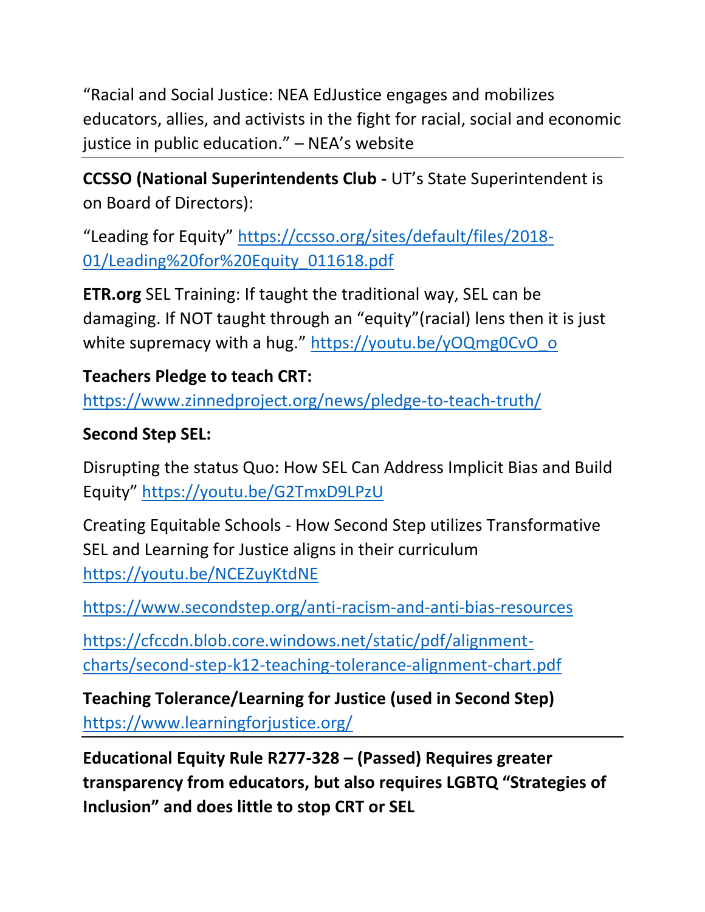"Racial and Social Justice: NEA EdJustice engages and mobilizes educators, allies, and activists in the fight for racial, social and economic justice in public education." – NEA's website

---

**CCSSO (National Superintendents Club -** UT's State Superintendent is on Board of Directors):

"Leading for Equity" https://ccsso.org/sites/default/files/2018-01/Leading%20for%20Equity_011618.pdf

**ETR.org** SEL Training: If taught the traditional way, SEL can be damaging. If NOT taught through an "equity"(racial) lens then it is just white supremacy with a hug." https://youtu.be/yOQmg0CvO_o

**Teachers Pledge to teach CRT:** https://www.zinnedproject.org/news/pledge-to-teach-truth/

**Second Step SEL:**

Disrupting the status Quo: How SEL Can Address Implicit Bias and Build Equity" https://youtu.be/G2TmxD9LPzU

Creating Equitable Schools - How Second Step utilizes Transformative SEL and Learning for Justice aligns in their curriculum https://youtu.be/NCEZuyKtdNE

https://www.secondstep.org/anti-racism-and-anti-bias-resources

https://cfccdn.blob.core.windows.net/static/pdf/alignment-charts/second-step-k12-teaching-tolerance-alignment-chart.pdf

**Teaching Tolerance/Learning for Justice (used in Second Step)** https://www.learningforjustice.org/

---

**Educational Equity Rule R277-328 – (Passed) Requires greater transparency from educators, but also requires LGBTQ "Strategies of Inclusion" and does little to stop CRT or SEL**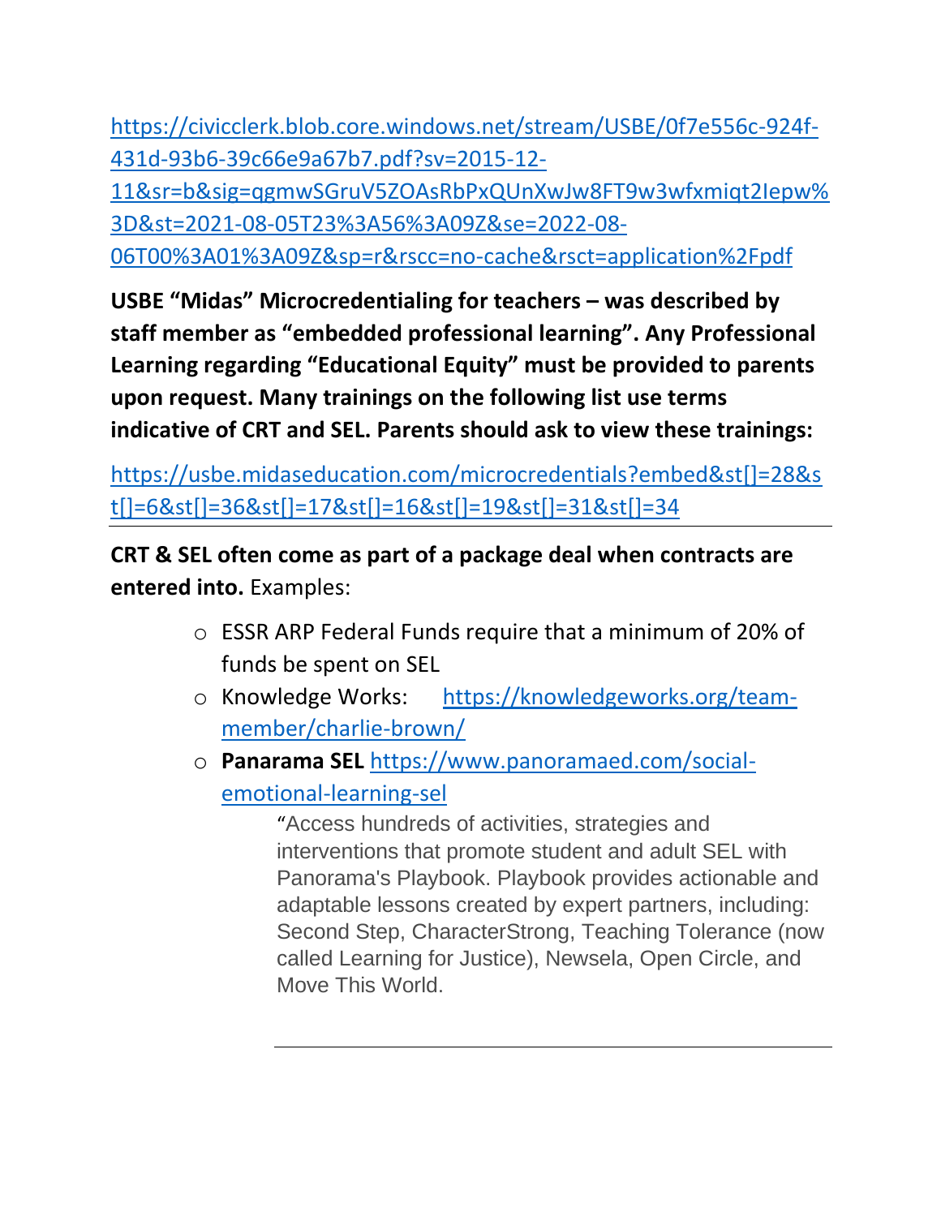https://civicclerk.blob.core.windows.net/stream/USBE/0f7e556c-924f-431d-93b6-39c66e9a67b7.pdf?sv=2015-12-11&sr=b&sig=qgmwSGruV5ZOAsRbPxQUnXwJw8FT9w3wfxmiqt2Iepw%3D&st=2021-08-05T23%3A56%3A09Z&se=2022-08-06T00%3A01%3A09Z&sp=r&rscc=no-cache&rsct=application%2Fpdf

**USBE "Midas" Microcredentialing for teachers – was described by staff member as "embedded professional learning". Any Professional Learning regarding "Educational Equity" must be provided to parents upon request. Many trainings on the following list use terms indicative of CRT and SEL. Parents should ask to view these trainings:**

https://usbe.midaseducation.com/microcredentials?embed&st[]=28&st[]=6&st[]=36&st[]=17&st[]=16&st[]=19&st[]=31&st[]=34

---

**CRT & SEL often come as part of a package deal when contracts are entered into.** Examples:

- ESSR ARP Federal Funds require that a minimum of 20% of funds be spent on SEL
- Knowledge Works: https://knowledgeworks.org/team-member/charlie-brown/
- **Panarama SEL** https://www.panoramaed.com/social-emotional-learning-sel

  "Access hundreds of activities, strategies and interventions that promote student and adult SEL with Panorama's Playbook. Playbook provides actionable and adaptable lessons created by expert partners, including: Second Step, CharacterStrong, Teaching Tolerance (now called Learning for Justice), Newsela, Open Circle, and Move This World.

---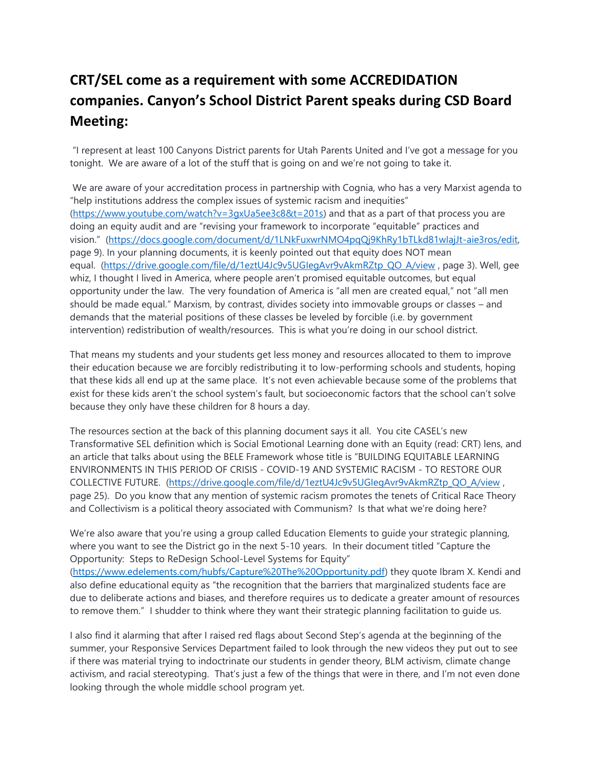## CRT/SEL come as a requirement with some ACCREDIDATION companies. Canyon's School District Parent speaks during CSD Board Meeting:

"I represent at least 100 Canyons District parents for Utah Parents United and I've got a message for you tonight. We are aware of a lot of the stuff that is going on and we're not going to take it.

We are aware of your accreditation process in partnership with Cognia, who has a very Marxist agenda to "help institutions address the complex issues of systemic racism and inequities" (https://www.youtube.com/watch?v=3gxUa5ee3c8&t=201s) and that as a part of that process you are doing an equity audit and are "revising your framework to incorporate "equitable" practices and vision." (https://docs.google.com/document/d/1LNkFuxwrNMO4pqQj9KhRy1bTLkd81wIajJt-aie3ros/edit, page 9). In your planning documents, it is keenly pointed out that equity does NOT mean equal. (https://drive.google.com/file/d/1eztU4Jc9v5UGIegAvr9vAkmRZtp_QO_A/view , page 3). Well, gee whiz, I thought I lived in America, where people aren't promised equitable outcomes, but equal opportunity under the law. The very foundation of America is "all men are created equal," not "all men should be made equal." Marxism, by contrast, divides society into immovable groups or classes – and demands that the material positions of these classes be leveled by forcible (i.e. by government intervention) redistribution of wealth/resources. This is what you're doing in our school district.

That means my students and your students get less money and resources allocated to them to improve their education because we are forcibly redistributing it to low-performing schools and students, hoping that these kids all end up at the same place. It's not even achievable because some of the problems that exist for these kids aren't the school system's fault, but socioeconomic factors that the school can't solve because they only have these children for 8 hours a day.

The resources section at the back of this planning document says it all. You cite CASEL's new Transformative SEL definition which is Social Emotional Learning done with an Equity (read: CRT) lens, and an article that talks about using the BELE Framework whose title is "BUILDING EQUITABLE LEARNING ENVIRONMENTS IN THIS PERIOD OF CRISIS - COVID-19 AND SYSTEMIC RACISM - TO RESTORE OUR COLLECTIVE FUTURE. (https://drive.google.com/file/d/1eztU4Jc9v5UGIegAvr9vAkmRZtp_QO_A/view , page 25). Do you know that any mention of systemic racism promotes the tenets of Critical Race Theory and Collectivism is a political theory associated with Communism? Is that what we're doing here?

We're also aware that you're using a group called Education Elements to guide your strategic planning, where you want to see the District go in the next 5-10 years. In their document titled "Capture the Opportunity: Steps to ReDesign School-Level Systems for Equity" (https://www.edelements.com/hubfs/Capture%20The%20Opportunity.pdf) they quote Ibram X. Kendi and also define educational equity as "the recognition that the barriers that marginalized students face are due to deliberate actions and biases, and therefore requires us to dedicate a greater amount of resources to remove them." I shudder to think where they want their strategic planning facilitation to guide us.

I also find it alarming that after I raised red flags about Second Step's agenda at the beginning of the summer, your Responsive Services Department failed to look through the new videos they put out to see if there was material trying to indoctrinate our students in gender theory, BLM activism, climate change activism, and racial stereotyping. That's just a few of the things that were in there, and I'm not even done looking through the whole middle school program yet.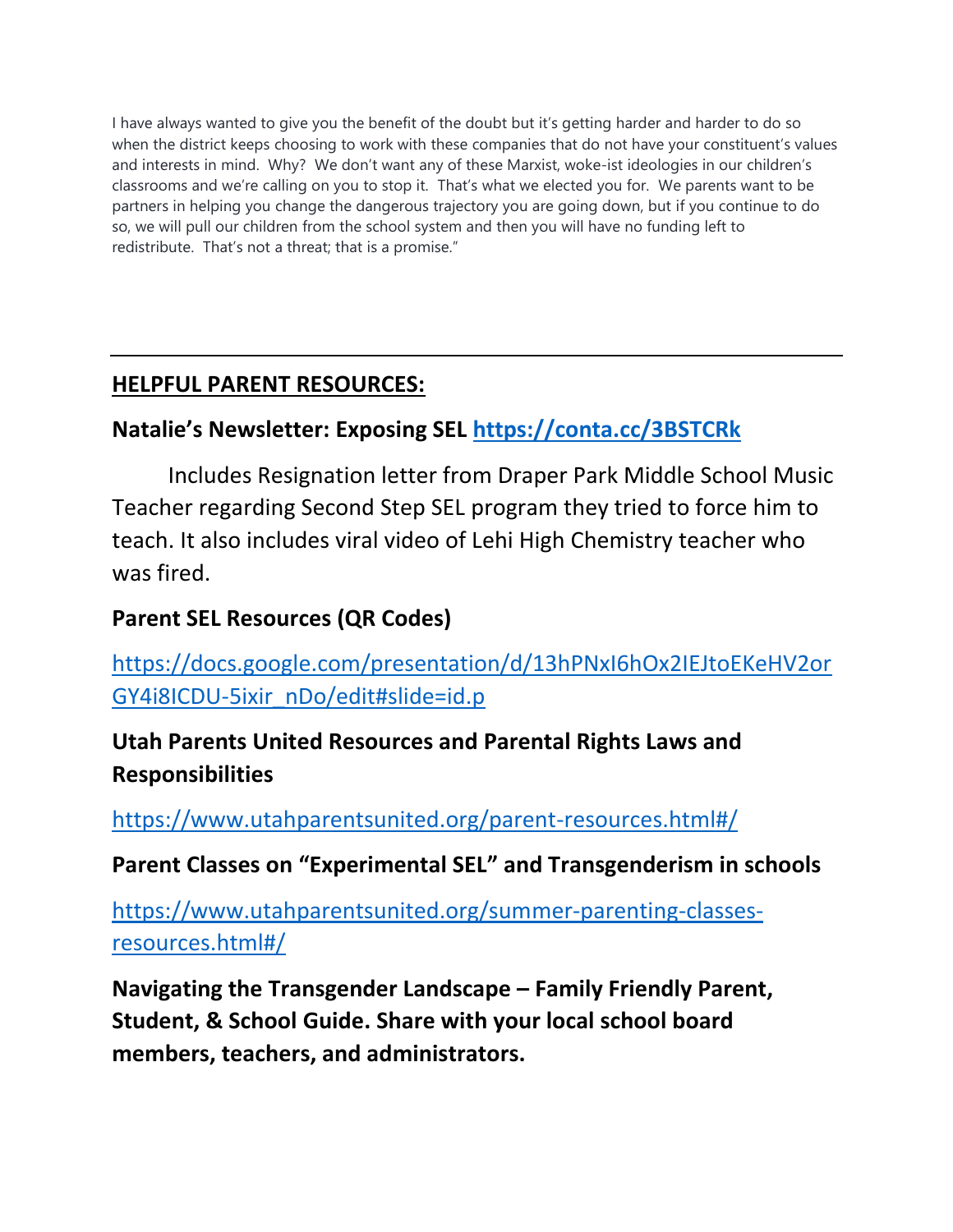I have always wanted to give you the benefit of the doubt but it's getting harder and harder to do so when the district keeps choosing to work with these companies that do not have your constituent's values and interests in mind. Why? We don't want any of these Marxist, woke-ist ideologies in our children's classrooms and we're calling on you to stop it. That's what we elected you for. We parents want to be partners in helping you change the dangerous trajectory you are going down, but if you continue to do so, we will pull our children from the school system and then you will have no funding left to redistribute. That's not a threat; that is a promise."

---

## HELPFUL PARENT RESOURCES:

### Natalie's Newsletter: Exposing SEL https://conta.cc/3BSTCRk

Includes Resignation letter from Draper Park Middle School Music Teacher regarding Second Step SEL program they tried to force him to teach. It also includes viral video of Lehi High Chemistry teacher who was fired.

### Parent SEL Resources (QR Codes)

https://docs.google.com/presentation/d/13hPNxI6hOx2IEJtoEKeHV2orGY4i8ICDU-5ixir_nDo/edit#slide=id.p

### Utah Parents United Resources and Parental Rights Laws and Responsibilities

https://www.utahparentsunited.org/parent-resources.html#/

### Parent Classes on "Experimental SEL" and Transgenderism in schools

https://www.utahparentsunited.org/summer-parenting-classes-resources.html#/

### Navigating the Transgender Landscape – Family Friendly Parent, Student, & School Guide. Share with your local school board members, teachers, and administrators.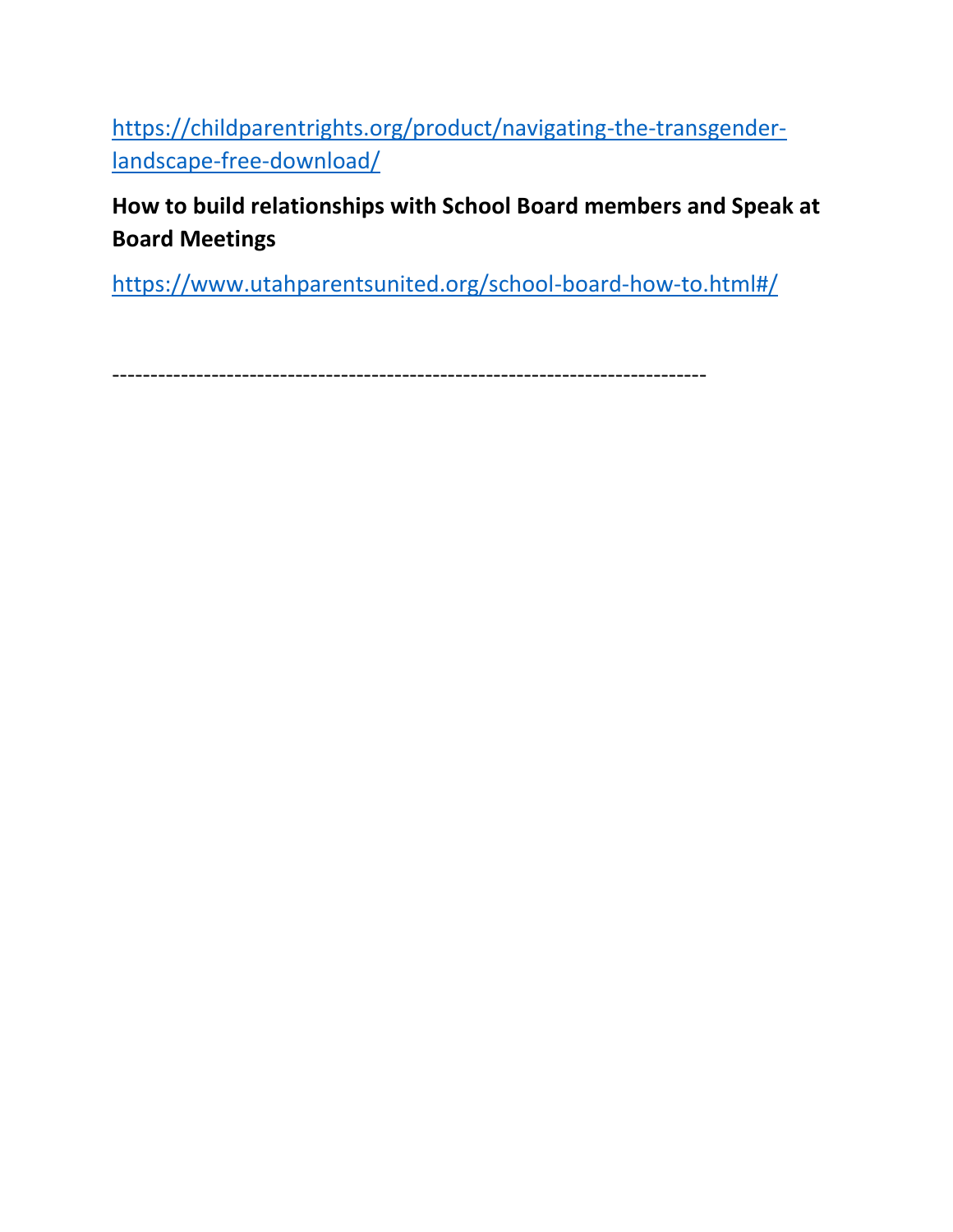https://childparentrights.org/product/navigating-the-transgender-landscape-free-download/

**How to build relationships with School Board members and Speak at Board Meetings**

https://www.utahparentsunited.org/school-board-how-to.html#/

---------------------------------------------------------------------------